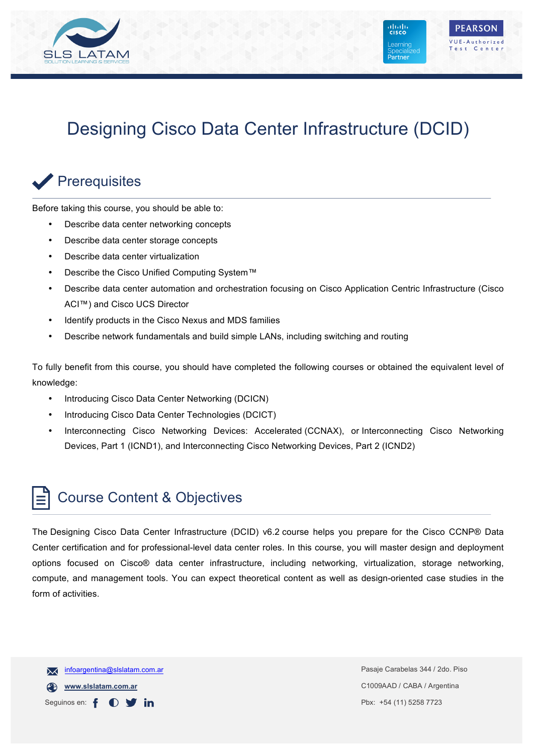# Designing Cisco Data Center Infrastructure (DCID)

## Prerequisites

Before taking this course, you should be able to:

- Describe data center networking concepts
- Describe data center storage concepts
- Describe data center virtualization
- Describe the Cisco Unified Computing System™
- Describe data center automation and orchestration focusing on Cisco Application Centric Infrastructure (Cisco ACI™) and Cisco UCS Director
- Identify products in the Cisco Nexus and MDS families
- Describe network fundamentals and build simple LANs, including switching and routing

To fully benefit from this course, you should have completed the following courses or obtained the equivalent level of knowledge:

- Introducing Cisco Data Center Networking (DCICN)
- Introducing Cisco Data Center Technologies (DCICT)
- Interconnecting Cisco Networking Devices: Accelerated (CCNAX), or Interconnecting Cisco Networking Devices, Part 1 (ICND1), and Interconnecting Cisco Networking Devices, Part 2 (ICND2)

## Course Content & Objectives

The Designing Cisco Data Center Infrastructure (DCID) v6.2 course helps you prepare for the Cisco CCNP® Data Center certification and for professional-level data center roles. In this course, you will master design and deployment options focused on Cisco® data center infrastructure, including networking, virtualization, storage networking, compute, and management tools. You can expect theoretical content as well as design-oriented case studies in the form of activities.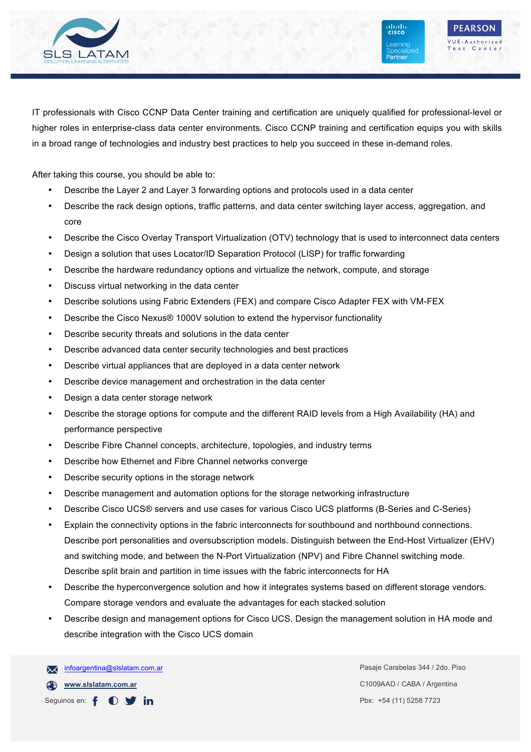IT professionals with Cisco CCNP Data Center training and certification are uniquely qualified for professional-level or higher roles in enterprise-class data center environments. Cisco CCNP training and certification equips you with skills in a broad range of technologies and industry best practices to help you succeed in these in-demand roles.

After taking this course, you should be able to:

- Describe the Layer 2 and Layer 3 forwarding options and protocols used in a data center
- Describe the rack design options, traffic patterns, and data center switching layer access, aggregation, and core
- Describe the Cisco Overlay Transport Virtualization (OTV) technology that is used to interconnect data centers
- Design a solution that uses Locator/ID Separation Protocol (LISP) for traffic forwarding
- Describe the hardware redundancy options and virtualize the network, compute, and storage
- Discuss virtual networking in the data center
- Describe solutions using Fabric Extenders (FEX) and compare Cisco Adapter FEX with VM-FEX
- Describe the Cisco Nexus® 1000V solution to extend the hypervisor functionality
- Describe security threats and solutions in the data center
- Describe advanced data center security technologies and best practices
- Describe virtual appliances that are deployed in a data center network
- Describe device management and orchestration in the data center
- Design a data center storage network
- Describe the storage options for compute and the different RAID levels from a High Availability (HA) and performance perspective
- Describe Fibre Channel concepts, architecture, topologies, and industry terms
- Describe how Ethernet and Fibre Channel networks converge
- Describe security options in the storage network
- Describe management and automation options for the storage networking infrastructure
- Describe Cisco UCS® servers and use cases for various Cisco UCS platforms (B-Series and C-Series)
- Explain the connectivity options in the fabric interconnects for southbound and northbound connections. Describe port personalities and oversubscription models. Distinguish between the End-Host Virtualizer (EHV) and switching mode, and between the N-Port Virtualization (NPV) and Fibre Channel switching mode. Describe split brain and partition in time issues with the fabric interconnects for HA
- Describe the hyperconvergence solution and how it integrates systems based on different storage vendors. Compare storage vendors and evaluate the advantages for each stacked solution
- Describe design and management options for Cisco UCS. Design the management solution in HA mode and describe integration with the Cisco UCS domain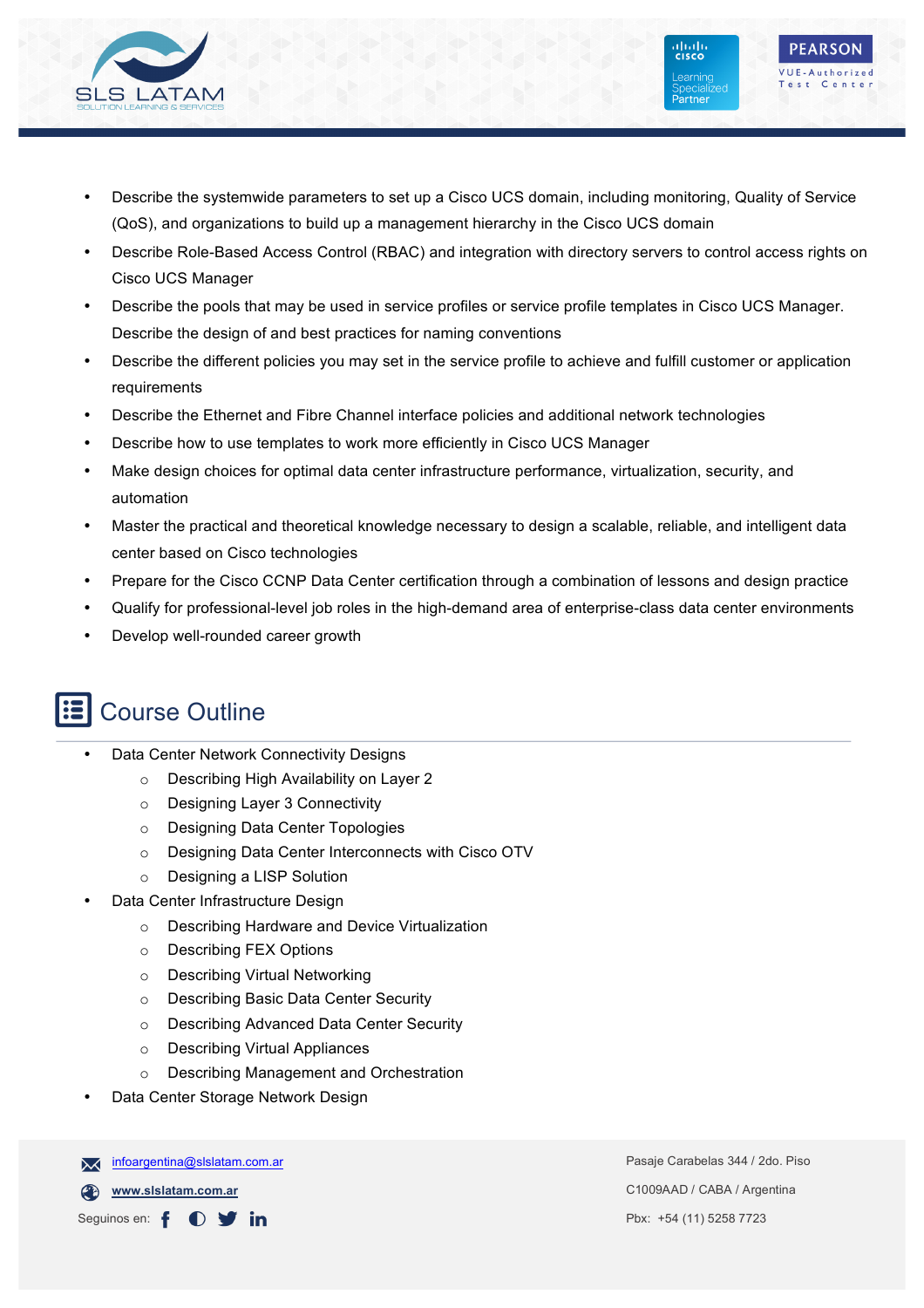- Describe the systemwide parameters to set up a Cisco UCS domain, including monitoring, Quality of Service (QoS), and organizations to build up a management hierarchy in the Cisco UCS domain
- Describe Role-Based Access Control (RBAC) and integration with directory servers to control access rights on Cisco UCS Manager
- Describe the pools that may be used in service profiles or service profile templates in Cisco UCS Manager. Describe the design of and best practices for naming conventions
- Describe the different policies you may set in the service profile to achieve and fulfill customer or application requirements
- Describe the Ethernet and Fibre Channel interface policies and additional network technologies
- Describe how to use templates to work more efficiently in Cisco UCS Manager
- Make design choices for optimal data center infrastructure performance, virtualization, security, and automation
- Master the practical and theoretical knowledge necessary to design a scalable, reliable, and intelligent data center based on Cisco technologies
- Prepare for the Cisco CCNP Data Center certification through a combination of lessons and design practice
- Qualify for professional-level job roles in the high-demand area of enterprise-class data center environments
- Develop well-rounded career growth

## Course Outline

- Data Center Network Connectivity Designs
  - Describing High Availability on Layer 2
  - Designing Layer 3 Connectivity
  - Designing Data Center Topologies
  - Designing Data Center Interconnects with Cisco OTV
  - Designing a LISP Solution
- Data Center Infrastructure Design
  - Describing Hardware and Device Virtualization
  - Describing FEX Options
  - Describing Virtual Networking
  - Describing Basic Data Center Security
  - Describing Advanced Data Center Security
  - Describing Virtual Appliances
  - Describing Management and Orchestration
- Data Center Storage Network Design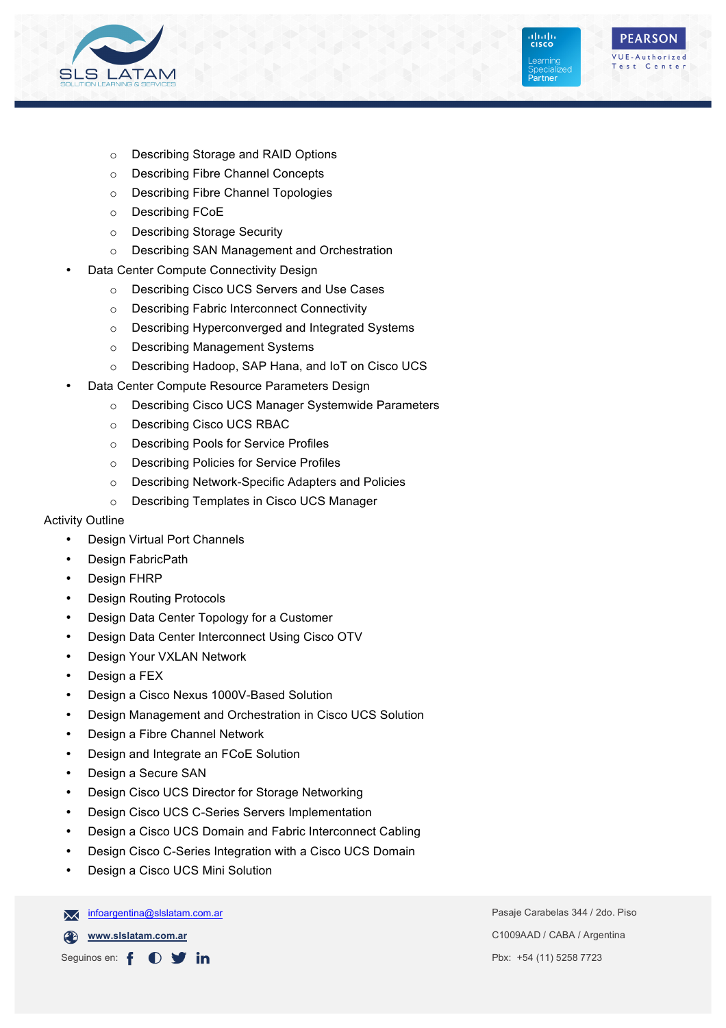- Describing Storage and RAID Options
    - Describing Fibre Channel Concepts
    - Describing Fibre Channel Topologies
    - Describing FCoE
    - Describing Storage Security
    - Describing SAN Management and Orchestration
- Data Center Compute Connectivity Design
    - Describing Cisco UCS Servers and Use Cases
    - Describing Fabric Interconnect Connectivity
    - Describing Hyperconverged and Integrated Systems
    - Describing Management Systems
    - Describing Hadoop, SAP Hana, and IoT on Cisco UCS
- Data Center Compute Resource Parameters Design
    - Describing Cisco UCS Manager Systemwide Parameters
    - Describing Cisco UCS RBAC
    - Describing Pools for Service Profiles
    - Describing Policies for Service Profiles
    - Describing Network-Specific Adapters and Policies
    - Describing Templates in Cisco UCS Manager

Activity Outline

- Design Virtual Port Channels
- Design FabricPath
- Design FHRP
- Design Routing Protocols
- Design Data Center Topology for a Customer
- Design Data Center Interconnect Using Cisco OTV
- Design Your VXLAN Network
- Design a FEX
- Design a Cisco Nexus 1000V-Based Solution
- Design Management and Orchestration in Cisco UCS Solution
- Design a Fibre Channel Network
- Design and Integrate an FCoE Solution
- Design a Secure SAN
- Design Cisco UCS Director for Storage Networking
- Design Cisco UCS C-Series Servers Implementation
- Design a Cisco UCS Domain and Fabric Interconnect Cabling
- Design Cisco C-Series Integration with a Cisco UCS Domain
- Design a Cisco UCS Mini Solution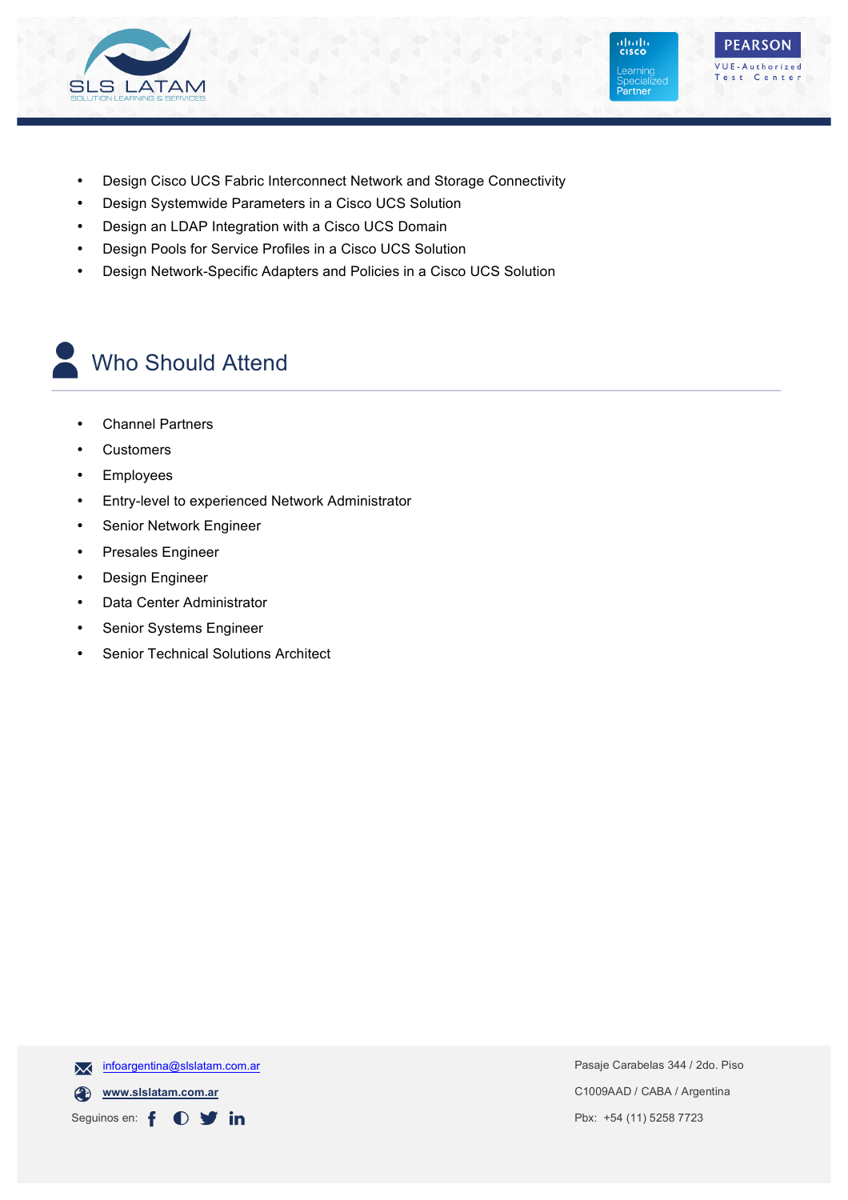- Design Cisco UCS Fabric Interconnect Network and Storage Connectivity
- Design Systemwide Parameters in a Cisco UCS Solution
- Design an LDAP Integration with a Cisco UCS Domain
- Design Pools for Service Profiles in a Cisco UCS Solution
- Design Network-Specific Adapters and Policies in a Cisco UCS Solution

## Who Should Attend

- Channel Partners
- Customers
- Employees
- Entry-level to experienced Network Administrator
- Senior Network Engineer
- Presales Engineer
- Design Engineer
- Data Center Administrator
- Senior Systems Engineer
- Senior Technical Solutions Architect